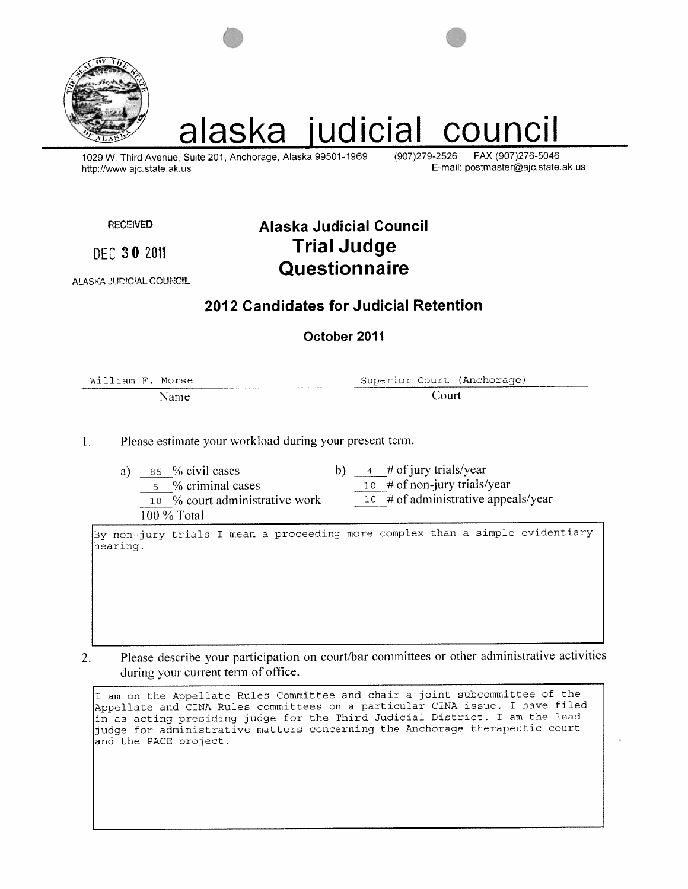# alaska judicial council

1029 W. Third Avenue, Suite 201, Anchorage, Alaska 99501-1969
http://www.ajc.state.ak.us

(907)279-2526 FAX (907)276-5046
E-mail: postmaster@ajc.state.ak.us

RECEIVED

DEC 30 2011

ALASKA JUDICIAL COUNCIL

## Alaska Judicial Council
## Trial Judge Questionnaire

### 2012 Candidates for Judicial Retention

**October 2011**

| William F. Morse | Superior Court (Anchorage) |
|---|---|
| Name | Court |

1. Please estimate your workload during your present term.

a) 85 % civil cases
5 % criminal cases
10 % court administrative work
100 % Total

b) 4 # of jury trials/year
10 # of non-jury trials/year
10 # of administrative appeals/year

By non-jury trials I mean a proceeding more complex than a simple evidentiary hearing.

2. Please describe your participation on court/bar committees or other administrative activities during your current term of office.

I am on the Appellate Rules Committee and chair a joint subcommittee of the Appellate and CINA Rules committees on a particular CINA issue. I have filed in as acting presiding judge for the Third Judicial District. I am the lead judge for administrative matters concerning the Anchorage therapeutic court and the PACE project.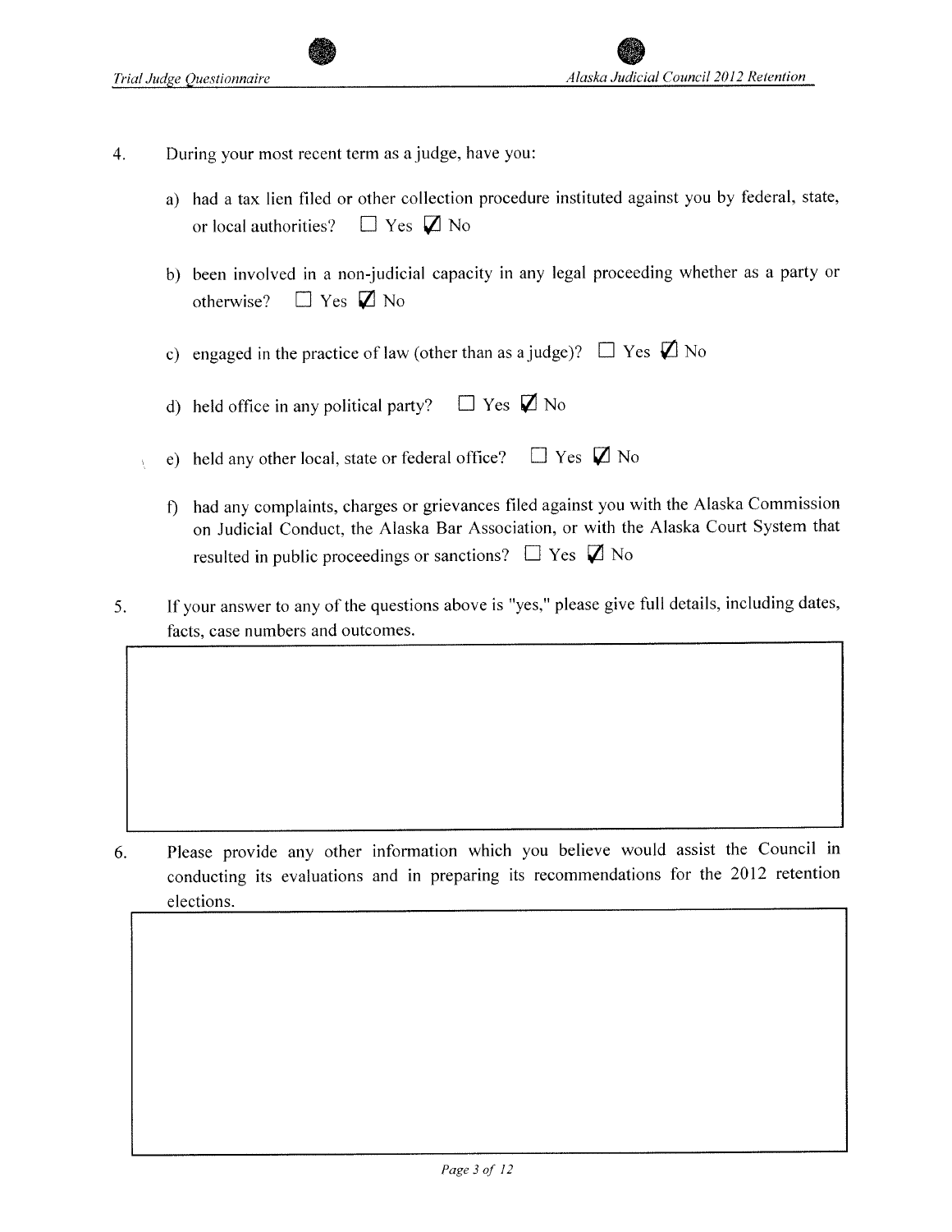4. During your most recent term as a judge, have you:

   a) had a tax lien filed or other collection procedure instituted against you by federal, state, or local authorities? ☐ Yes ☑ No

   b) been involved in a non-judicial capacity in any legal proceeding whether as a party or otherwise? ☐ Yes ☑ No

   c) engaged in the practice of law (other than as a judge)? ☐ Yes ☑ No

   d) held office in any political party? ☐ Yes ☑ No

   e) held any other local, state or federal office? ☐ Yes ☑ No

   f) had any complaints, charges or grievances filed against you with the Alaska Commission on Judicial Conduct, the Alaska Bar Association, or with the Alaska Court System that resulted in public proceedings or sanctions? ☐ Yes ☑ No

5. If your answer to any of the questions above is "yes," please give full details, including dates, facts, case numbers and outcomes.

6. Please provide any other information which you believe would assist the Council in conducting its evaluations and in preparing its recommendations for the 2012 retention elections.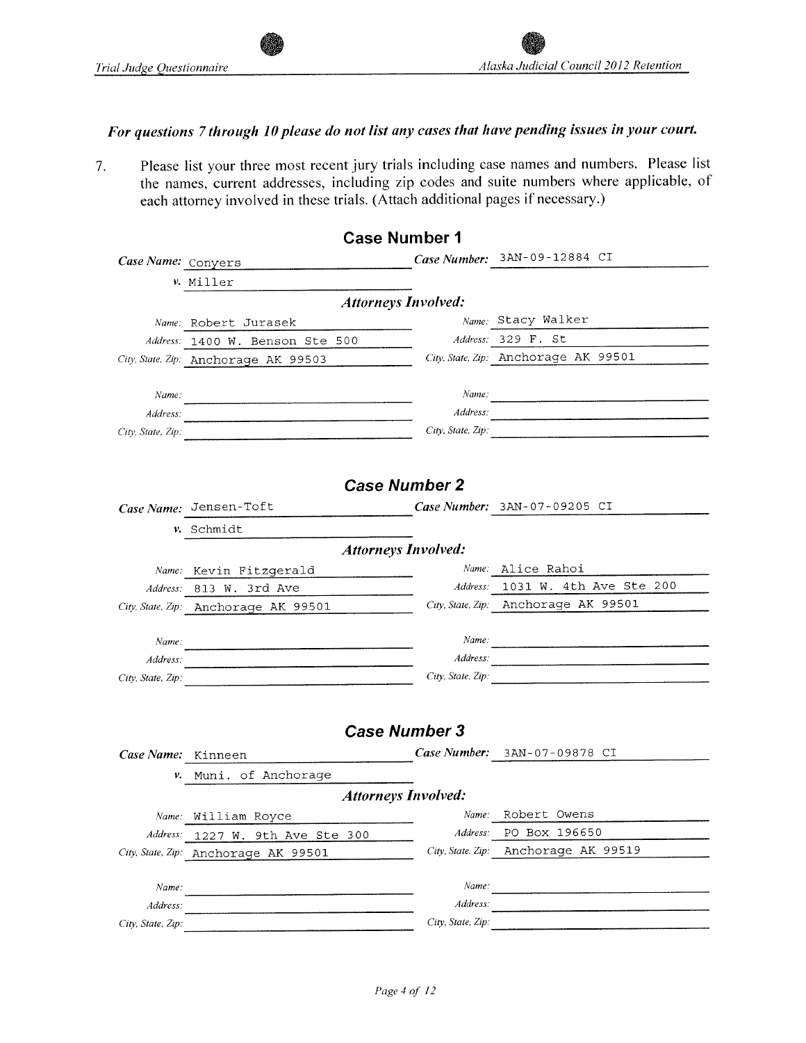***For questions 7 through 10 please do not list any cases that have pending issues in your court.***

7. Please list your three most recent jury trials including case names and numbers. Please list the names, current addresses, including zip codes and suite numbers where applicable, of each attorney involved in these trials. (Attach additional pages if necessary.)

## Case Number 1

*Case Name:* Conyers

*v.* Miller

*Case Number:* 3AN-09-12884 CI

### *Attorneys Involved:*

| | | | |
|---|---|---|---|
| *Name:* | Robert Jurasek | *Name:* | Stacy Walker |
| *Address:* | 1400 W. Benson Ste 500 | *Address:* | 329 F. St |
| *City, State, Zip:* | Anchorage AK 99503 | *City, State, Zip:* | Anchorage AK 99501 |
| *Name:* | | *Name:* | |
| *Address:* | | *Address:* | |
| *City, State, Zip:* | | *City, State, Zip:* | |

## *Case Number 2*

*Case Name:* Jensen-Toft

*v.* Schmidt

*Case Number:* 3AN-07-09205 CI

### *Attorneys Involved:*

| | | | |
|---|---|---|---|
| *Name:* | Kevin Fitzgerald | *Name:* | Alice Rahoi |
| *Address:* | 813 W. 3rd Ave | *Address:* | 1031 W. 4th Ave Ste 200 |
| *City, State, Zip:* | Anchorage AK 99501 | *City, State, Zip:* | Anchorage AK 99501 |
| *Name:* | | *Name:* | |
| *Address:* | | *Address:* | |
| *City, State, Zip:* | | *City, State, Zip:* | |

## *Case Number 3*

*Case Name:* Kinneen

*v.* Muni. of Anchorage

*Case Number:* 3AN-07-09878 CI

### *Attorneys Involved:*

| | | | |
|---|---|---|---|
| *Name:* | William Royce | *Name:* | Robert Owens |
| *Address:* | 1227 W. 9th Ave Ste 300 | *Address:* | PO Box 196650 |
| *City, State, Zip:* | Anchorage AK 99501 | *City, State, Zip:* | Anchorage AK 99519 |
| *Name:* | | *Name:* | |
| *Address:* | | *Address:* | |
| *City, State, Zip:* | | *City, State, Zip:* | |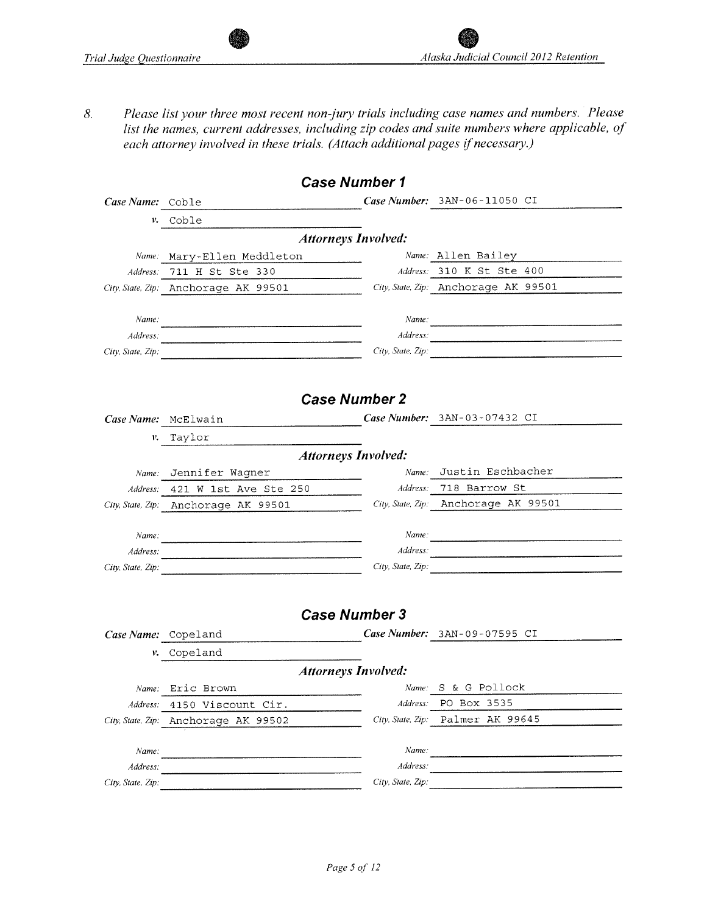8. *Please list your three most recent non-jury trials including case names and numbers. Please list the names, current addresses, including zip codes and suite numbers where applicable, of each attorney involved in these trials. (Attach additional pages if necessary.)*

## Case Number 1

**Case Name:** Coble **Case Number:** 3AN-06-11050 CI

*v.* Coble

***Attorneys Involved:***

| | | | |
|---|---|---|---|
| *Name:* | Mary-Ellen Meddleton | *Name:* | Allen Bailey |
| *Address:* | 711 H St Ste 330 | *Address:* | 310 K St Ste 400 |
| *City, State, Zip:* | Anchorage AK 99501 | *City, State, Zip:* | Anchorage AK 99501 |
| *Name:* | | *Name:* | |
| *Address:* | | *Address:* | |
| *City, State, Zip:* | | *City, State, Zip:* | |

## Case Number 2

**Case Name:** McElwain **Case Number:** 3AN-03-07432 CI

*v.* Taylor

***Attorneys Involved:***

| | | | |
|---|---|---|---|
| *Name:* | Jennifer Wagner | *Name:* | Justin Eschbacher |
| *Address:* | 421 W 1st Ave Ste 250 | *Address:* | 718 Barrow St |
| *City, State, Zip:* | Anchorage AK 99501 | *City, State, Zip:* | Anchorage AK 99501 |
| *Name:* | | *Name:* | |
| *Address:* | | *Address:* | |
| *City, State, Zip:* | | *City, State, Zip:* | |

## Case Number 3

**Case Name:** Copeland **Case Number:** 3AN-09-07595 CI

*v.* Copeland

***Attorneys Involved:***

| | | | |
|---|---|---|---|
| *Name:* | Eric Brown | *Name:* | S & G Pollock |
| *Address:* | 4150 Viscount Cir. | *Address:* | PO Box 3535 |
| *City, State, Zip:* | Anchorage AK 99502 | *City, State, Zip:* | Palmer AK 99645 |
| *Name:* | | *Name:* | |
| *Address:* | | *Address:* | |
| *City, State, Zip:* | | *City, State, Zip:* | |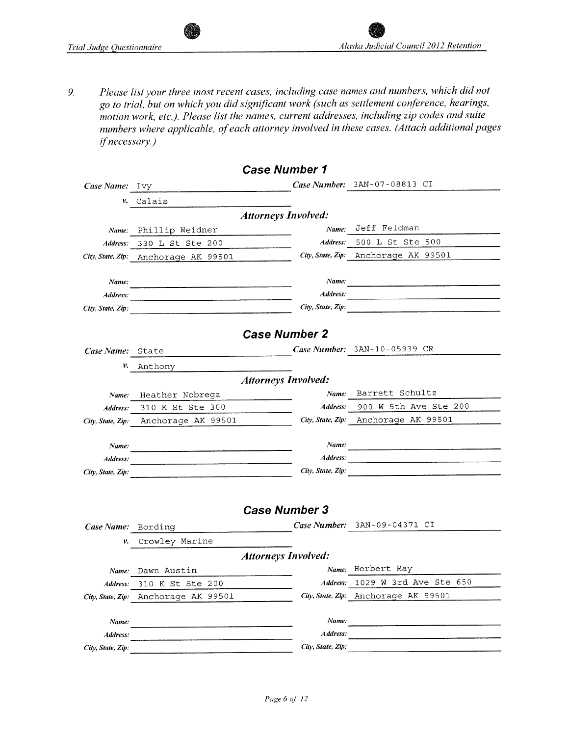9. *Please list your three most recent cases, including case names and numbers, which did not go to trial, but on which you did significant work (such as settlement conference, hearings, motion work, etc.). Please list the names, current addresses, including zip codes and suite numbers where applicable, of each attorney involved in these cases. (Attach additional pages if necessary.)*

## Case Number 1

***Case Name:*** Ivy ***v.*** Calais

***Case Number:*** 3AN-07-08813 CI

***Attorneys Involved:***

| | |
|---|---|
| ***Name:*** Phillip Weidner | ***Name:*** Jeff Feldman |
| ***Address:*** 330 L St Ste 200 | ***Address:*** 500 L St Ste 500 |
| ***City, State, Zip:*** Anchorage AK 99501 | ***City, State, Zip:*** Anchorage AK 99501 |

## Case Number 2

***Case Name:*** State ***v.*** Anthony

***Case Number:*** 3AN-10-05939 CR

***Attorneys Involved:***

| | |
|---|---|
| ***Name:*** Heather Nobrega | ***Name:*** Barrett Schultz |
| ***Address:*** 310 K St Ste 300 | ***Address:*** 900 W 5th Ave Ste 200 |
| ***City, State, Zip:*** Anchorage AK 99501 | ***City, State, Zip:*** Anchorage AK 99501 |

## Case Number 3

***Case Name:*** Bording ***v.*** Crowley Marine

***Case Number:*** 3AN-09-04371 CI

***Attorneys Involved:***

| | |
|---|---|
| ***Name:*** Dawn Austin | ***Name:*** Herbert Ray |
| ***Address:*** 310 K St Ste 200 | ***Address:*** 1029 W 3rd Ave Ste 650 |
| ***City, State, Zip:*** Anchorage AK 99501 | ***City, State, Zip:*** Anchorage AK 99501 |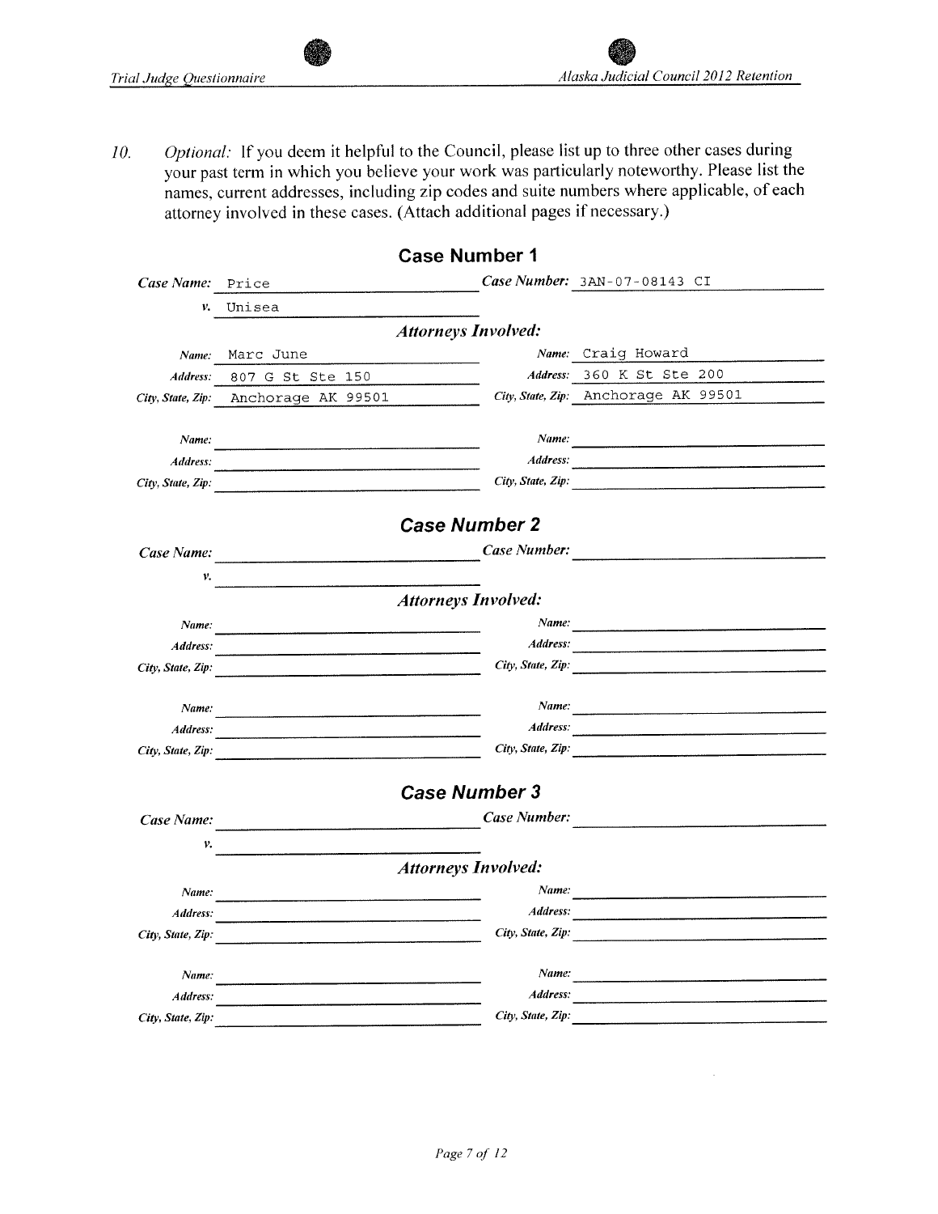10. *Optional:* If you deem it helpful to the Council, please list up to three other cases during your past term in which you believe your work was particularly noteworthy. Please list the names, current addresses, including zip codes and suite numbers where applicable, of each attorney involved in these cases. (Attach additional pages if necessary.)

## Case Number 1

*Case Name:* Price

*v.* Unisea

*Case Number:* 3AN-07-08143 CI

*Attorneys Involved:*

| | | | |
|---|---|---|---|
| *Name:* | Marc June | *Name:* | Craig Howard |
| *Address:* | 807 G St Ste 150 | *Address:* | 360 K St Ste 200 |
| *City, State, Zip:* | Anchorage AK 99501 | *City, State, Zip:* | Anchorage AK 99501 |
| *Name:* | | *Name:* | |
| *Address:* | | *Address:* | |
| *City, State, Zip:* | | *City, State, Zip:* | |

## Case Number 2

*Case Name:*

*v.*

*Case Number:*

*Attorneys Involved:*

| | | | |
|---|---|---|---|
| *Name:* | | *Name:* | |
| *Address:* | | *Address:* | |
| *City, State, Zip:* | | *City, State, Zip:* | |
| *Name:* | | *Name:* | |
| *Address:* | | *Address:* | |
| *City, State, Zip:* | | *City, State, Zip:* | |

## Case Number 3

*Case Name:*

*v.*

*Case Number:*

*Attorneys Involved:*

| | | | |
|---|---|---|---|
| *Name:* | | *Name:* | |
| *Address:* | | *Address:* | |
| *City, State, Zip:* | | *City, State, Zip:* | |
| *Name:* | | *Name:* | |
| *Address:* | | *Address:* | |
| *City, State, Zip:* | | *City, State, Zip:* | |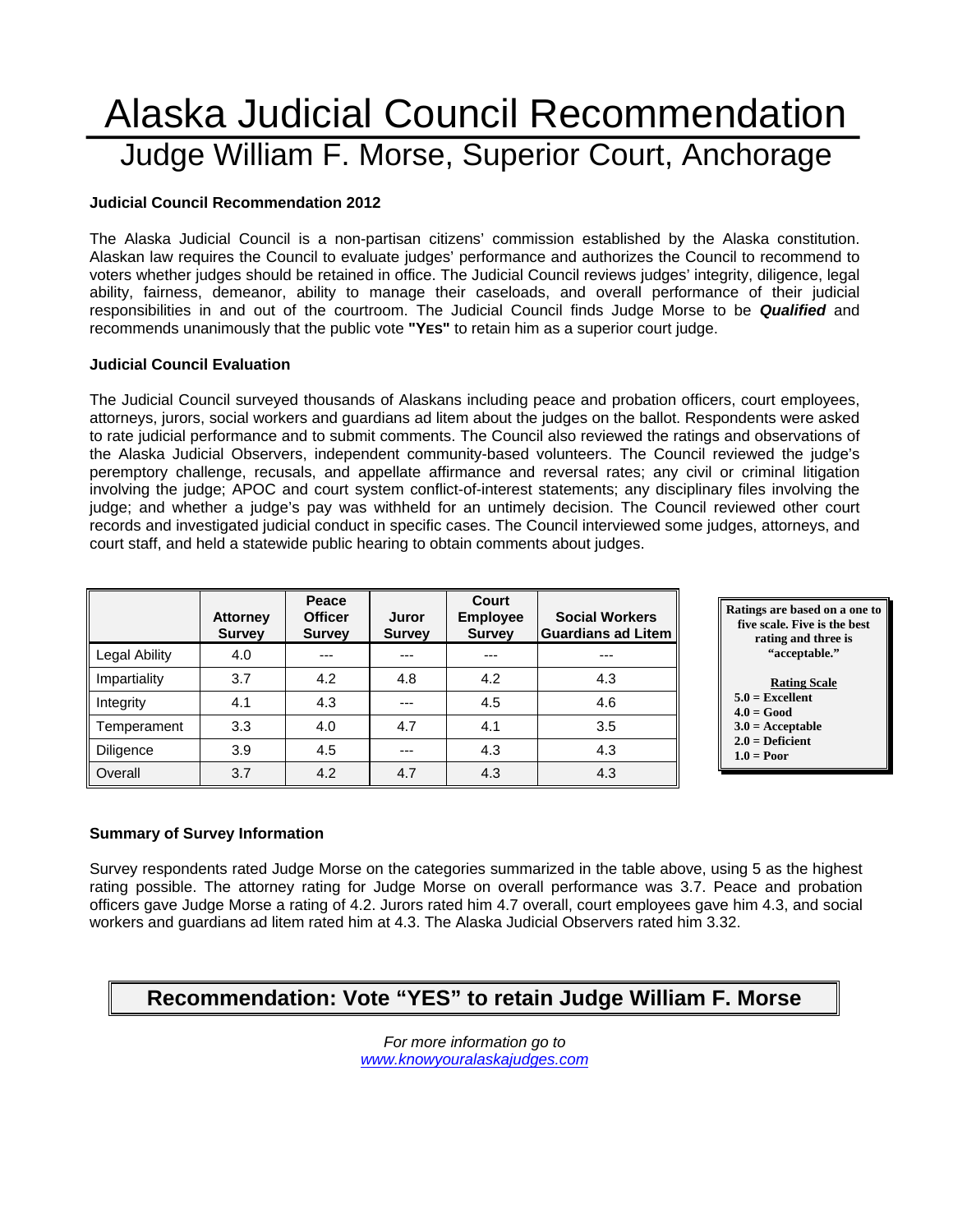# Alaska Judicial Council Recommendation

## Judge William F. Morse, Superior Court, Anchorage

**Judicial Council Recommendation 2012**

The Alaska Judicial Council is a non-partisan citizens' commission established by the Alaska constitution. Alaskan law requires the Council to evaluate judges' performance and authorizes the Council to recommend to voters whether judges should be retained in office. The Judicial Council reviews judges' integrity, diligence, legal ability, fairness, demeanor, ability to manage their caseloads, and overall performance of their judicial responsibilities in and out of the courtroom. The Judicial Council finds Judge Morse to be ***Qualified*** and recommends unanimously that the public vote **"YES"** to retain him as a superior court judge.

**Judicial Council Evaluation**

The Judicial Council surveyed thousands of Alaskans including peace and probation officers, court employees, attorneys, jurors, social workers and guardians ad litem about the judges on the ballot. Respondents were asked to rate judicial performance and to submit comments. The Council also reviewed the ratings and observations of the Alaska Judicial Observers, independent community-based volunteers. The Council reviewed the judge's peremptory challenge, recusals, and appellate affirmance and reversal rates; any civil or criminal litigation involving the judge; APOC and court system conflict-of-interest statements; any disciplinary files involving the judge; and whether a judge's pay was withheld for an untimely decision. The Council reviewed other court records and investigated judicial conduct in specific cases. The Council interviewed some judges, attorneys, and court staff, and held a statewide public hearing to obtain comments about judges.

| | Attorney Survey | Peace Officer Survey | Juror Survey | Court Employee Survey | Social Workers Guardians ad Litem |
|---|---|---|---|---|---|
| Legal Ability | 4.0 | --- | --- | --- | --- |
| Impartiality | 3.7 | 4.2 | 4.8 | 4.2 | 4.3 |
| Integrity | 4.1 | 4.3 | --- | 4.5 | 4.6 |
| Temperament | 3.3 | 4.0 | 4.7 | 4.1 | 3.5 |
| Diligence | 3.9 | 4.5 | --- | 4.3 | 4.3 |
| Overall | 3.7 | 4.2 | 4.7 | 4.3 | 4.3 |

**Ratings are based on a one to five scale. Five is the best rating and three is "acceptable."**

**Rating Scale**
- **5.0 = Excellent**
- **4.0 = Good**
- **3.0 = Acceptable**
- **2.0 = Deficient**
- **1.0 = Poor**

**Summary of Survey Information**

Survey respondents rated Judge Morse on the categories summarized in the table above, using 5 as the highest rating possible. The attorney rating for Judge Morse on overall performance was 3.7. Peace and probation officers gave Judge Morse a rating of 4.2. Jurors rated him 4.7 overall, court employees gave him 4.3, and social workers and guardians ad litem rated him at 4.3. The Alaska Judicial Observers rated him 3.32.

**Recommendation: Vote "YES" to retain Judge William F. Morse**

*For more information go to*
*www.knowyouralaskajudges.com*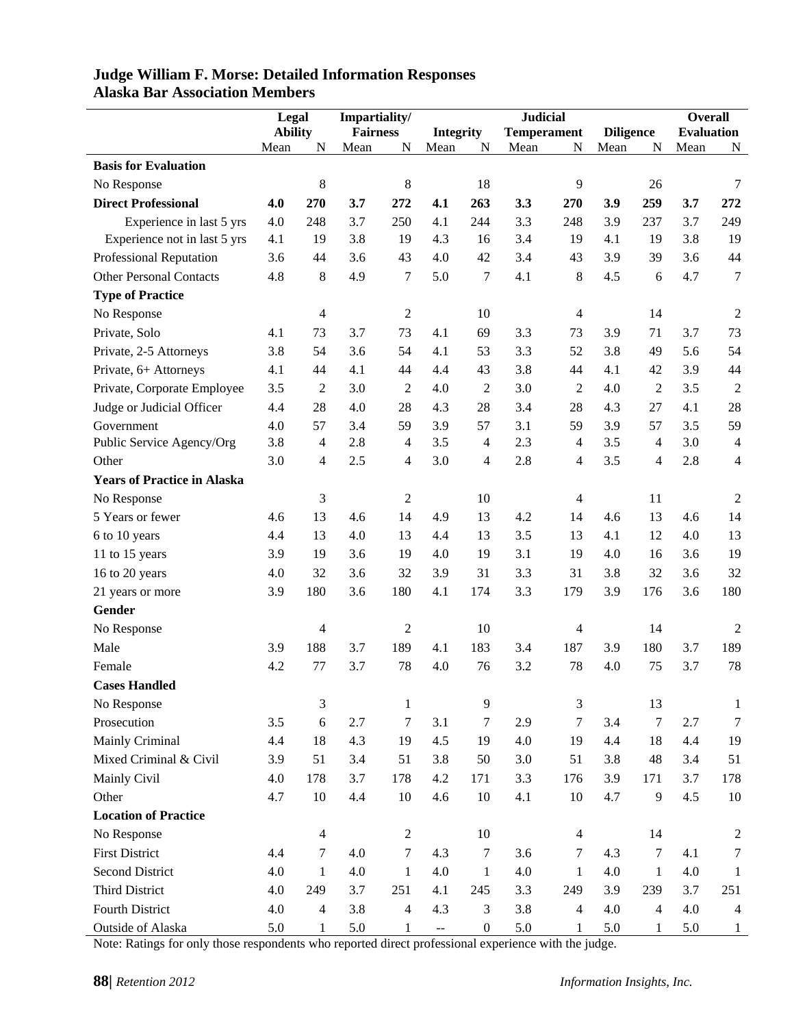## Judge William F. Morse: Detailed Information Responses
## Alaska Bar Association Members

| | Legal Ability | | Impartiality/ Fairness | | Integrity | | Judicial Temperament | | Diligence | | Overall Evaluation | |
|---|---|---|---|---|---|---|---|---|---|---|---|---|
| | Mean | N | Mean | N | Mean | N | Mean | N | Mean | N | Mean | N |
| **Basis for Evaluation** | | | | | | | | | | | | |
| No Response | | 8 | | 8 | | 18 | | 9 | | 26 | | 7 |
| **Direct Professional** | **4.0** | **270** | **3.7** | **272** | **4.1** | **263** | **3.3** | **270** | **3.9** | **259** | **3.7** | **272** |
| Experience in last 5 yrs | 4.0 | 248 | 3.7 | 250 | 4.1 | 244 | 3.3 | 248 | 3.9 | 237 | 3.7 | 249 |
| Experience not in last 5 yrs | 4.1 | 19 | 3.8 | 19 | 4.3 | 16 | 3.4 | 19 | 4.1 | 19 | 3.8 | 19 |
| Professional Reputation | 3.6 | 44 | 3.6 | 43 | 4.0 | 42 | 3.4 | 43 | 3.9 | 39 | 3.6 | 44 |
| Other Personal Contacts | 4.8 | 8 | 4.9 | 7 | 5.0 | 7 | 4.1 | 8 | 4.5 | 6 | 4.7 | 7 |
| **Type of Practice** | | | | | | | | | | | | |
| No Response | | 4 | | 2 | | 10 | | 4 | | 14 | | 2 |
| Private, Solo | 4.1 | 73 | 3.7 | 73 | 4.1 | 69 | 3.3 | 73 | 3.9 | 71 | 3.7 | 73 |
| Private, 2-5 Attorneys | 3.8 | 54 | 3.6 | 54 | 4.1 | 53 | 3.3 | 52 | 3.8 | 49 | 5.6 | 54 |
| Private, 6+ Attorneys | 4.1 | 44 | 4.1 | 44 | 4.4 | 43 | 3.8 | 44 | 4.1 | 42 | 3.9 | 44 |
| Private, Corporate Employee | 3.5 | 2 | 3.0 | 2 | 4.0 | 2 | 3.0 | 2 | 4.0 | 2 | 3.5 | 2 |
| Judge or Judicial Officer | 4.4 | 28 | 4.0 | 28 | 4.3 | 28 | 3.4 | 28 | 4.3 | 27 | 4.1 | 28 |
| Government | 4.0 | 57 | 3.4 | 59 | 3.9 | 57 | 3.1 | 59 | 3.9 | 57 | 3.5 | 59 |
| Public Service Agency/Org | 3.8 | 4 | 2.8 | 4 | 3.5 | 4 | 2.3 | 4 | 3.5 | 4 | 3.0 | 4 |
| Other | 3.0 | 4 | 2.5 | 4 | 3.0 | 4 | 2.8 | 4 | 3.5 | 4 | 2.8 | 4 |
| **Years of Practice in Alaska** | | | | | | | | | | | | |
| No Response | | 3 | | 2 | | 10 | | 4 | | 11 | | 2 |
| 5 Years or fewer | 4.6 | 13 | 4.6 | 14 | 4.9 | 13 | 4.2 | 14 | 4.6 | 13 | 4.6 | 14 |
| 6 to 10 years | 4.4 | 13 | 4.0 | 13 | 4.4 | 13 | 3.5 | 13 | 4.1 | 12 | 4.0 | 13 |
| 11 to 15 years | 3.9 | 19 | 3.6 | 19 | 4.0 | 19 | 3.1 | 19 | 4.0 | 16 | 3.6 | 19 |
| 16 to 20 years | 4.0 | 32 | 3.6 | 32 | 3.9 | 31 | 3.3 | 31 | 3.8 | 32 | 3.6 | 32 |
| 21 years or more | 3.9 | 180 | 3.6 | 180 | 4.1 | 174 | 3.3 | 179 | 3.9 | 176 | 3.6 | 180 |
| **Gender** | | | | | | | | | | | | |
| No Response | | 4 | | 2 | | 10 | | 4 | | 14 | | 2 |
| Male | 3.9 | 188 | 3.7 | 189 | 4.1 | 183 | 3.4 | 187 | 3.9 | 180 | 3.7 | 189 |
| Female | 4.2 | 77 | 3.7 | 78 | 4.0 | 76 | 3.2 | 78 | 4.0 | 75 | 3.7 | 78 |
| **Cases Handled** | | | | | | | | | | | | |
| No Response | | 3 | | 1 | | 9 | | 3 | | 13 | | 1 |
| Prosecution | 3.5 | 6 | 2.7 | 7 | 3.1 | 7 | 2.9 | 7 | 3.4 | 7 | 2.7 | 7 |
| Mainly Criminal | 4.4 | 18 | 4.3 | 19 | 4.5 | 19 | 4.0 | 19 | 4.4 | 18 | 4.4 | 19 |
| Mixed Criminal & Civil | 3.9 | 51 | 3.4 | 51 | 3.8 | 50 | 3.0 | 51 | 3.8 | 48 | 3.4 | 51 |
| Mainly Civil | 4.0 | 178 | 3.7 | 178 | 4.2 | 171 | 3.3 | 176 | 3.9 | 171 | 3.7 | 178 |
| Other | 4.7 | 10 | 4.4 | 10 | 4.6 | 10 | 4.1 | 10 | 4.7 | 9 | 4.5 | 10 |
| **Location of Practice** | | | | | | | | | | | | |
| No Response | | 4 | | 2 | | 10 | | 4 | | 14 | | 2 |
| First District | 4.4 | 7 | 4.0 | 7 | 4.3 | 7 | 3.6 | 7 | 4.3 | 7 | 4.1 | 7 |
| Second District | 4.0 | 1 | 4.0 | 1 | 4.0 | 1 | 4.0 | 1 | 4.0 | 1 | 4.0 | 1 |
| Third District | 4.0 | 249 | 3.7 | 251 | 4.1 | 245 | 3.3 | 249 | 3.9 | 239 | 3.7 | 251 |
| Fourth District | 4.0 | 4 | 3.8 | 4 | 4.3 | 3 | 3.8 | 4 | 4.0 | 4 | 4.0 | 4 |
| Outside of Alaska | 5.0 | 1 | 5.0 | 1 | -- | 0 | 5.0 | 1 | 5.0 | 1 | 5.0 | 1 |

Note: Ratings for only those respondents who reported direct professional experience with the judge.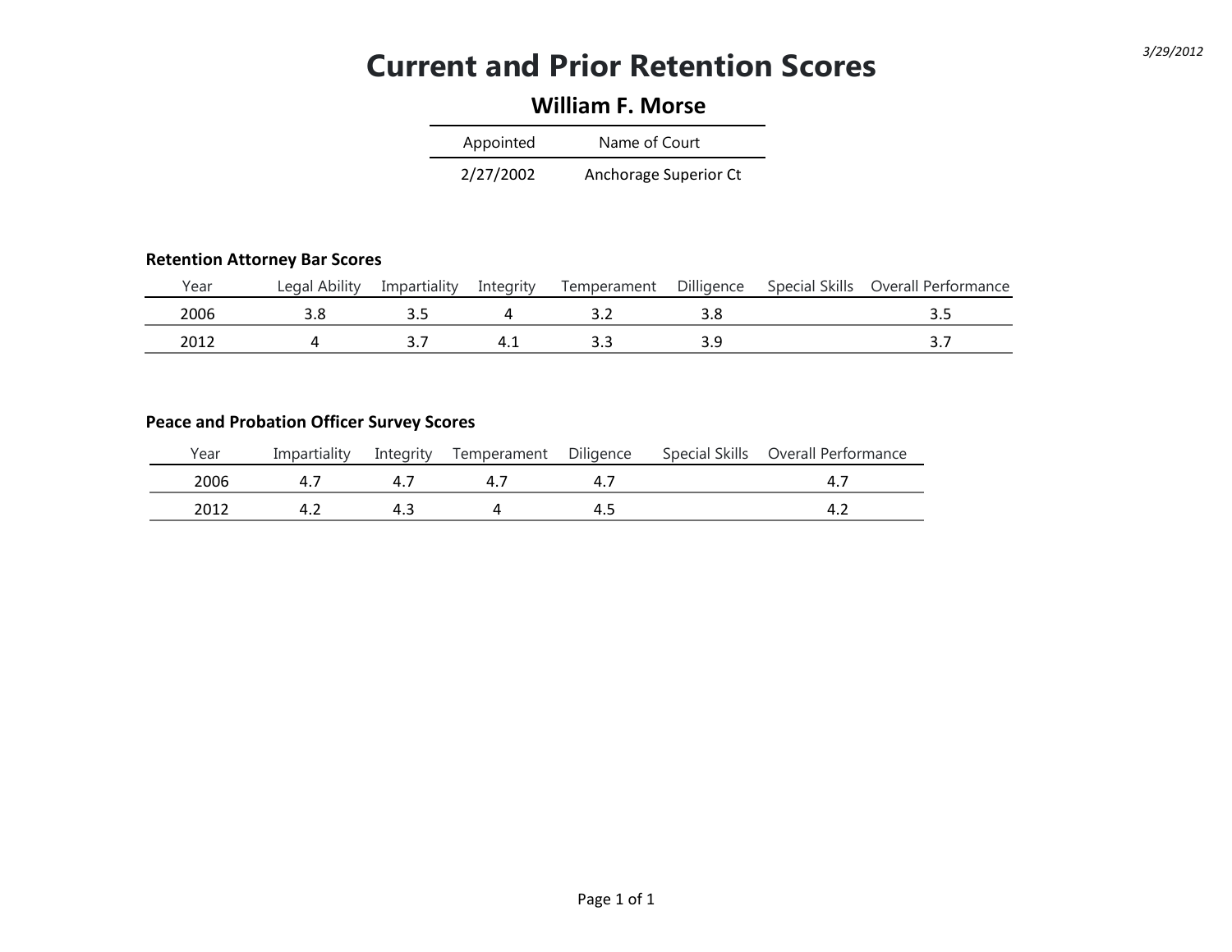*3/29/2012*

# Current and Prior Retention Scores

## William F. Morse

| Appointed | Name of Court |
|---|---|
| 2/27/2002 | Anchorage Superior Ct |

### Retention Attorney Bar Scores

| Year | Legal Ability | Impartiality | Integrity | Temperament | Dilligence | Special Skills | Overall Performance |
|---|---|---|---|---|---|---|---|
| 2006 | 3.8 | 3.5 | 4 | 3.2 | 3.8 | | 3.5 |
| 2012 | 4 | 3.7 | 4.1 | 3.3 | 3.9 | | 3.7 |

### Peace and Probation Officer Survey Scores

| Year | Impartiality | Integrity | Temperament | Diligence | Special Skills | Overall Performance |
|---|---|---|---|---|---|---|
| 2006 | 4.7 | 4.7 | 4.7 | 4.7 | | 4.7 |
| 2012 | 4.2 | 4.3 | 4 | 4.5 | | 4.2 |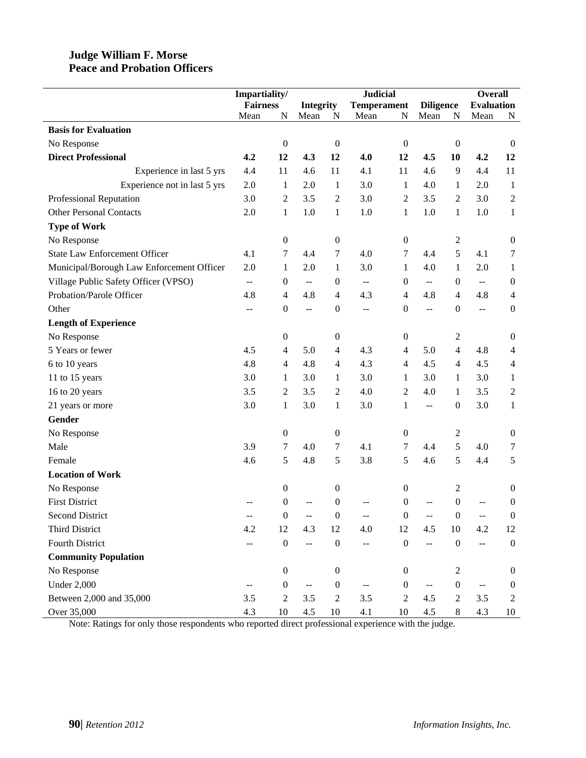**Judge William F. Morse**
**Peace and Probation Officers**

| | Impartiality/ Fairness | | Integrity | | Judicial Temperament | | Diligence | | Overall Evaluation | |
|---|---|---|---|---|---|---|---|---|---|---|
| | Mean | N | Mean | N | Mean | N | Mean | N | Mean | N |
| **Basis for Evaluation** | | | | | | | | | | |
| No Response | | 0 | | 0 | | 0 | | 0 | | 0 |
| **Direct Professional** | **4.2** | **12** | **4.3** | **12** | **4.0** | **12** | **4.5** | **10** | **4.2** | **12** |
| Experience in last 5 yrs | 4.4 | 11 | 4.6 | 11 | 4.1 | 11 | 4.6 | 9 | 4.4 | 11 |
| Experience not in last 5 yrs | 2.0 | 1 | 2.0 | 1 | 3.0 | 1 | 4.0 | 1 | 2.0 | 1 |
| Professional Reputation | 3.0 | 2 | 3.5 | 2 | 3.0 | 2 | 3.5 | 2 | 3.0 | 2 |
| Other Personal Contacts | 2.0 | 1 | 1.0 | 1 | 1.0 | 1 | 1.0 | 1 | 1.0 | 1 |
| **Type of Work** | | | | | | | | | | |
| No Response | | 0 | | 0 | | 0 | | 2 | | 0 |
| State Law Enforcement Officer | 4.1 | 7 | 4.4 | 7 | 4.0 | 7 | 4.4 | 5 | 4.1 | 7 |
| Municipal/Borough Law Enforcement Officer | 2.0 | 1 | 2.0 | 1 | 3.0 | 1 | 4.0 | 1 | 2.0 | 1 |
| Village Public Safety Officer (VPSO) | -- | 0 | -- | 0 | -- | 0 | -- | 0 | -- | 0 |
| Probation/Parole Officer | 4.8 | 4 | 4.8 | 4 | 4.3 | 4 | 4.8 | 4 | 4.8 | 4 |
| Other | -- | 0 | -- | 0 | -- | 0 | -- | 0 | -- | 0 |
| **Length of Experience** | | | | | | | | | | |
| No Response | | 0 | | 0 | | 0 | | 2 | | 0 |
| 5 Years or fewer | 4.5 | 4 | 5.0 | 4 | 4.3 | 4 | 5.0 | 4 | 4.8 | 4 |
| 6 to 10 years | 4.8 | 4 | 4.8 | 4 | 4.3 | 4 | 4.5 | 4 | 4.5 | 4 |
| 11 to 15 years | 3.0 | 1 | 3.0 | 1 | 3.0 | 1 | 3.0 | 1 | 3.0 | 1 |
| 16 to 20 years | 3.5 | 2 | 3.5 | 2 | 4.0 | 2 | 4.0 | 1 | 3.5 | 2 |
| 21 years or more | 3.0 | 1 | 3.0 | 1 | 3.0 | 1 | -- | 0 | 3.0 | 1 |
| **Gender** | | | | | | | | | | |
| No Response | | 0 | | 0 | | 0 | | 2 | | 0 |
| Male | 3.9 | 7 | 4.0 | 7 | 4.1 | 7 | 4.4 | 5 | 4.0 | 7 |
| Female | 4.6 | 5 | 4.8 | 5 | 3.8 | 5 | 4.6 | 5 | 4.4 | 5 |
| **Location of Work** | | | | | | | | | | |
| No Response | | 0 | | 0 | | 0 | | 2 | | 0 |
| First District | -- | 0 | -- | 0 | -- | 0 | -- | 0 | -- | 0 |
| Second District | -- | 0 | -- | 0 | -- | 0 | -- | 0 | -- | 0 |
| Third District | 4.2 | 12 | 4.3 | 12 | 4.0 | 12 | 4.5 | 10 | 4.2 | 12 |
| Fourth District | -- | 0 | -- | 0 | -- | 0 | -- | 0 | -- | 0 |
| **Community Population** | | | | | | | | | | |
| No Response | | 0 | | 0 | | 0 | | 2 | | 0 |
| Under 2,000 | -- | 0 | -- | 0 | -- | 0 | -- | 0 | -- | 0 |
| Between 2,000 and 35,000 | 3.5 | 2 | 3.5 | 2 | 3.5 | 2 | 4.5 | 2 | 3.5 | 2 |
| Over 35,000 | 4.3 | 10 | 4.5 | 10 | 4.1 | 10 | 4.5 | 8 | 4.3 | 10 |

Note: Ratings for only those respondents who reported direct professional experience with the judge.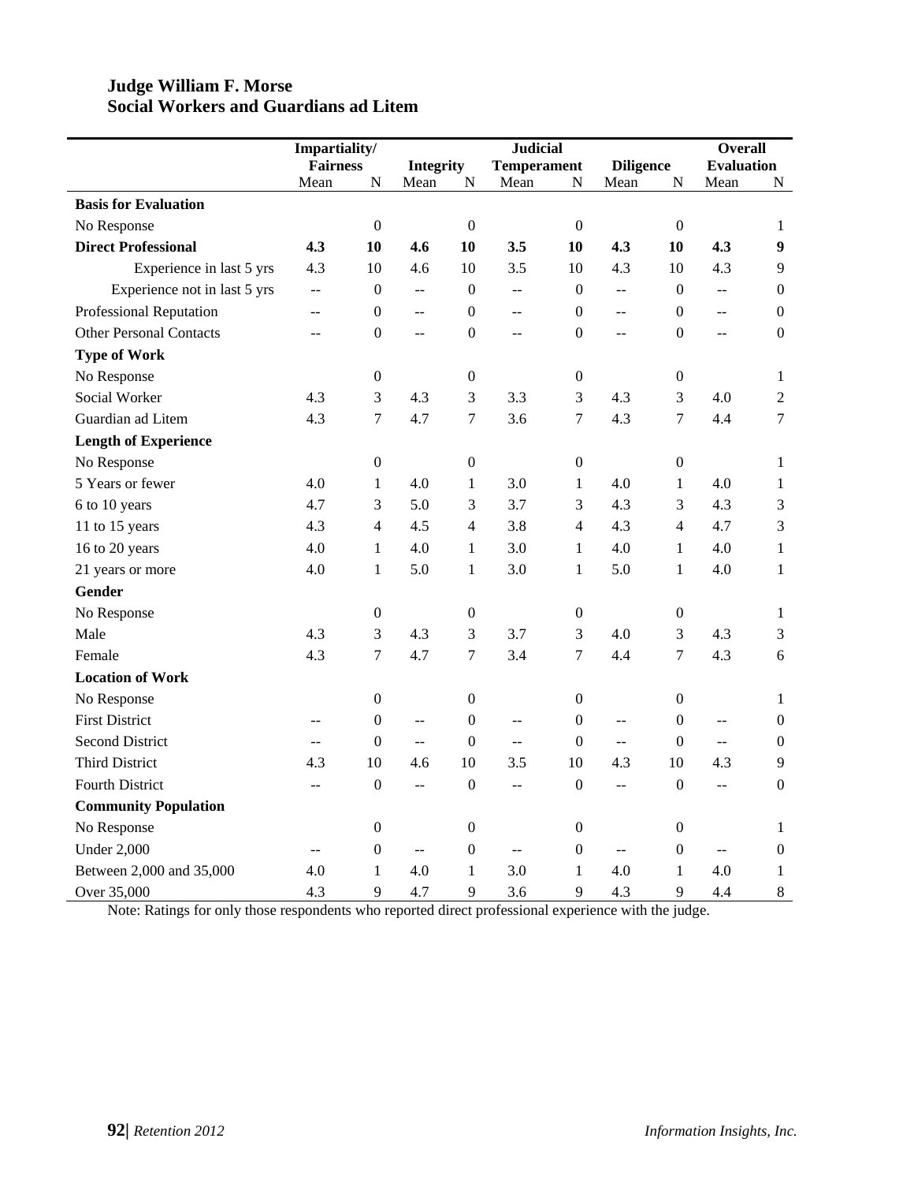**Judge William F. Morse**
**Social Workers and Guardians ad Litem**

| | Impartiality/ Fairness | | Integrity | | Judicial Temperament | | Diligence | | Overall Evaluation | |
|---|---|---|---|---|---|---|---|---|---|---|
| | Mean | N | Mean | N | Mean | N | Mean | N | Mean | N |
| **Basis for Evaluation** | | | | | | | | | | |
| No Response | | 0 | | 0 | | 0 | | 0 | | 1 |
| **Direct Professional** | **4.3** | **10** | **4.6** | **10** | **3.5** | **10** | **4.3** | **10** | **4.3** | **9** |
| Experience in last 5 yrs | 4.3 | 10 | 4.6 | 10 | 3.5 | 10 | 4.3 | 10 | 4.3 | 9 |
| Experience not in last 5 yrs | -- | 0 | -- | 0 | -- | 0 | -- | 0 | -- | 0 |
| Professional Reputation | -- | 0 | -- | 0 | -- | 0 | -- | 0 | -- | 0 |
| Other Personal Contacts | -- | 0 | -- | 0 | -- | 0 | -- | 0 | -- | 0 |
| **Type of Work** | | | | | | | | | | |
| No Response | | 0 | | 0 | | 0 | | 0 | | 1 |
| Social Worker | 4.3 | 3 | 4.3 | 3 | 3.3 | 3 | 4.3 | 3 | 4.0 | 2 |
| Guardian ad Litem | 4.3 | 7 | 4.7 | 7 | 3.6 | 7 | 4.3 | 7 | 4.4 | 7 |
| **Length of Experience** | | | | | | | | | | |
| No Response | | 0 | | 0 | | 0 | | 0 | | 1 |
| 5 Years or fewer | 4.0 | 1 | 4.0 | 1 | 3.0 | 1 | 4.0 | 1 | 4.0 | 1 |
| 6 to 10 years | 4.7 | 3 | 5.0 | 3 | 3.7 | 3 | 4.3 | 3 | 4.3 | 3 |
| 11 to 15 years | 4.3 | 4 | 4.5 | 4 | 3.8 | 4 | 4.3 | 4 | 4.7 | 3 |
| 16 to 20 years | 4.0 | 1 | 4.0 | 1 | 3.0 | 1 | 4.0 | 1 | 4.0 | 1 |
| 21 years or more | 4.0 | 1 | 5.0 | 1 | 3.0 | 1 | 5.0 | 1 | 4.0 | 1 |
| **Gender** | | | | | | | | | | |
| No Response | | 0 | | 0 | | 0 | | 0 | | 1 |
| Male | 4.3 | 3 | 4.3 | 3 | 3.7 | 3 | 4.0 | 3 | 4.3 | 3 |
| Female | 4.3 | 7 | 4.7 | 7 | 3.4 | 7 | 4.4 | 7 | 4.3 | 6 |
| **Location of Work** | | | | | | | | | | |
| No Response | | 0 | | 0 | | 0 | | 0 | | 1 |
| First District | -- | 0 | -- | 0 | -- | 0 | -- | 0 | -- | 0 |
| Second District | -- | 0 | -- | 0 | -- | 0 | -- | 0 | -- | 0 |
| Third District | 4.3 | 10 | 4.6 | 10 | 3.5 | 10 | 4.3 | 10 | 4.3 | 9 |
| Fourth District | -- | 0 | -- | 0 | -- | 0 | -- | 0 | -- | 0 |
| **Community Population** | | | | | | | | | | |
| No Response | | 0 | | 0 | | 0 | | 0 | | 1 |
| Under 2,000 | -- | 0 | -- | 0 | -- | 0 | -- | 0 | -- | 0 |
| Between 2,000 and 35,000 | 4.0 | 1 | 4.0 | 1 | 3.0 | 1 | 4.0 | 1 | 4.0 | 1 |
| Over 35,000 | 4.3 | 9 | 4.7 | 9 | 3.6 | 9 | 4.3 | 9 | 4.4 | 8 |

Note: Ratings for only those respondents who reported direct professional experience with the judge.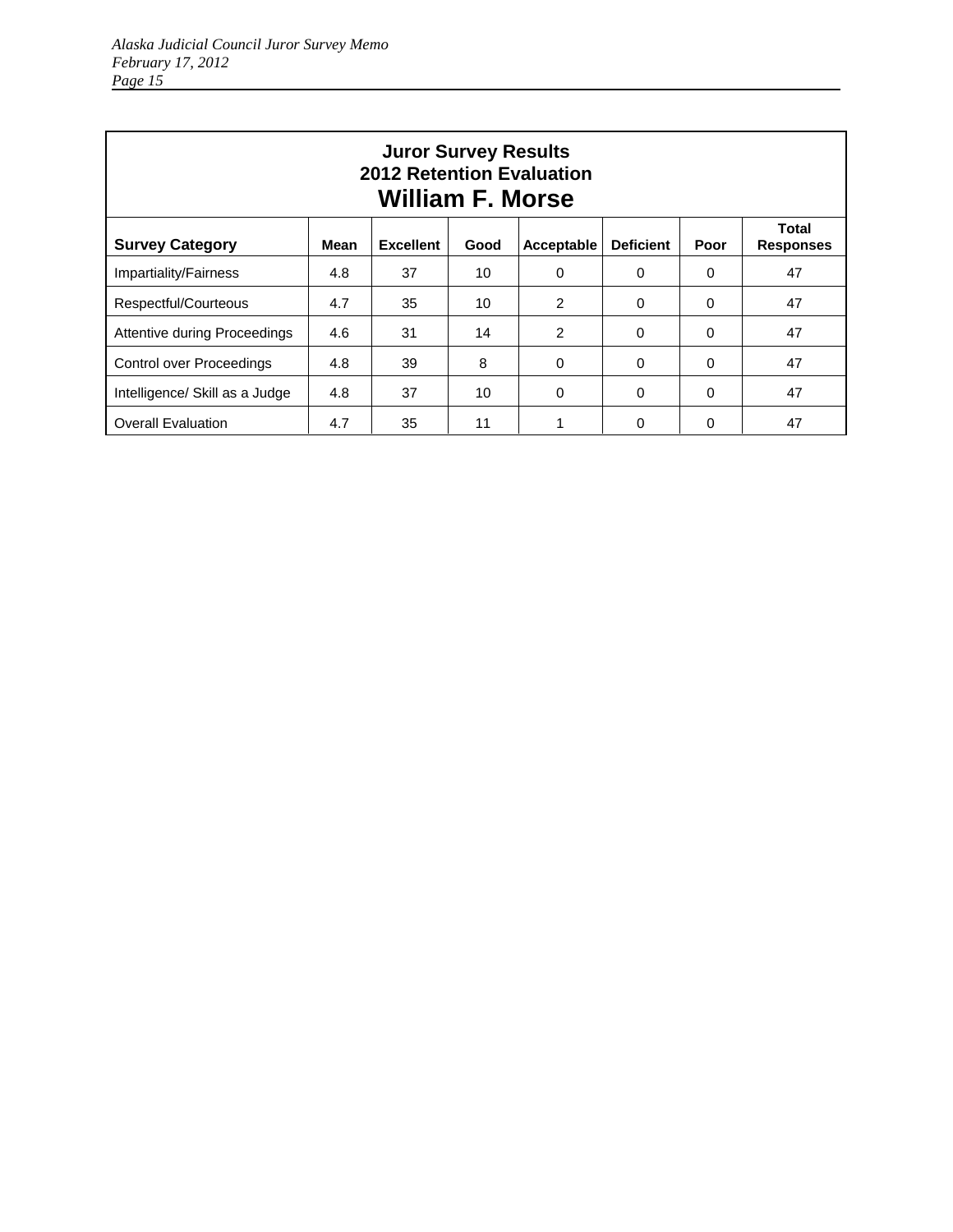| Juror Survey Results<br>2012 Retention Evaluation<br>**William F. Morse** | | | | | | | |
|---|---|---|---|---|---|---|---|
| **Survey Category** | **Mean** | **Excellent** | **Good** | **Acceptable** | **Deficient** | **Poor** | **Total Responses** |
| Impartiality/Fairness | 4.8 | 37 | 10 | 0 | 0 | 0 | 47 |
| Respectful/Courteous | 4.7 | 35 | 10 | 2 | 0 | 0 | 47 |
| Attentive during Proceedings | 4.6 | 31 | 14 | 2 | 0 | 0 | 47 |
| Control over Proceedings | 4.8 | 39 | 8 | 0 | 0 | 0 | 47 |
| Intelligence/ Skill as a Judge | 4.8 | 37 | 10 | 0 | 0 | 0 | 47 |
| Overall Evaluation | 4.7 | 35 | 11 | 1 | 0 | 0 | 47 |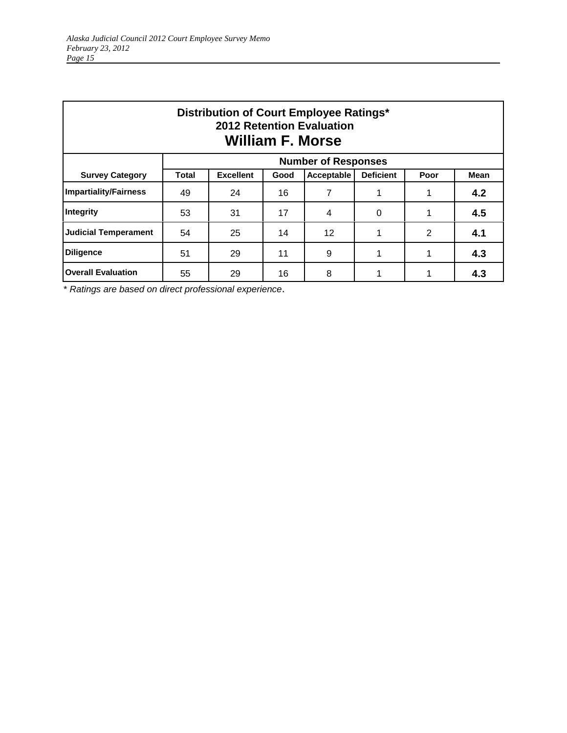**Distribution of Court Employee Ratings***
**2012 Retention Evaluation**
## William F. Morse

| | Number of Responses | | | | | | |
|---|---|---|---|---|---|---|---|
| **Survey Category** | **Total** | **Excellent** | **Good** | **Acceptable** | **Deficient** | **Poor** | **Mean** |
| **Impartiality/Fairness** | 49 | 24 | 16 | 7 | 1 | 1 | **4.2** |
| **Integrity** | 53 | 31 | 17 | 4 | 0 | 1 | **4.5** |
| **Judicial Temperament** | 54 | 25 | 14 | 12 | 1 | 2 | **4.1** |
| **Diligence** | 51 | 29 | 11 | 9 | 1 | 1 | **4.3** |
| **Overall Evaluation** | 55 | 29 | 16 | 8 | 1 | 1 | **4.3** |

*\* Ratings are based on direct professional experience.*